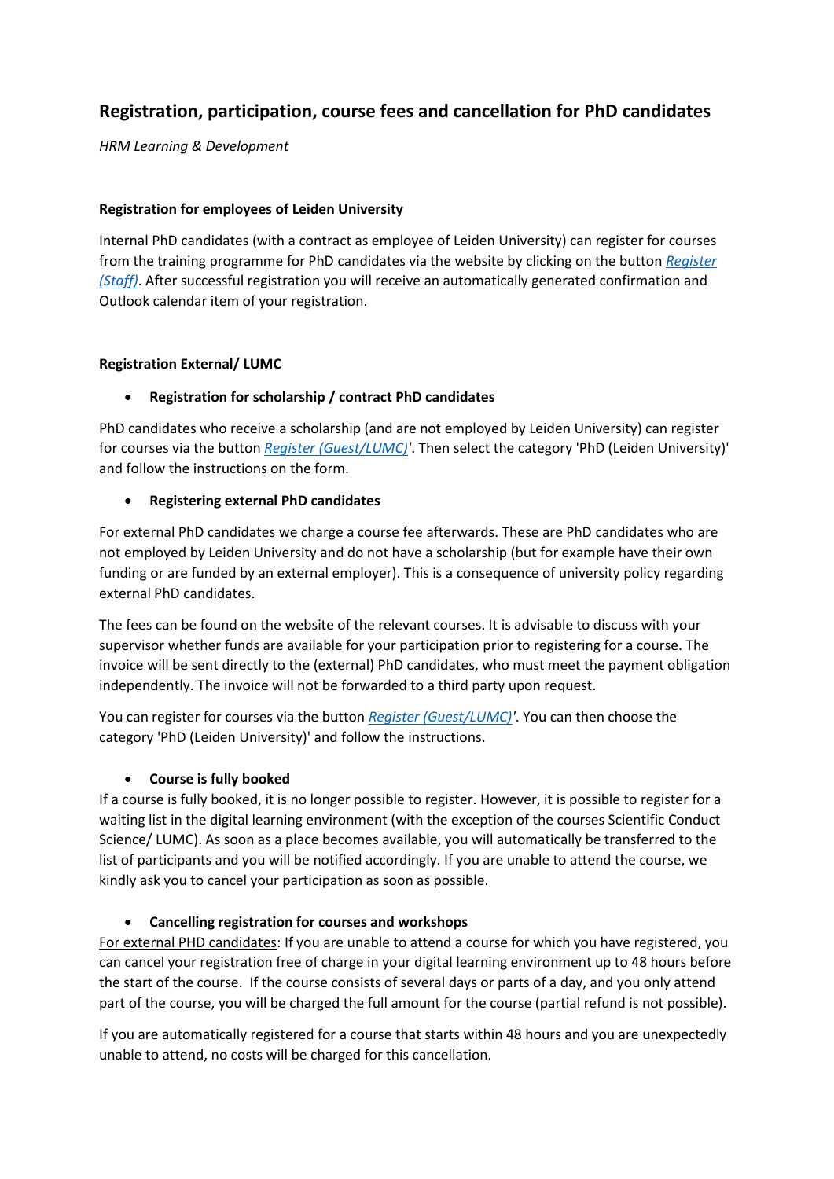## Registration, participation, course fees and cancellation for PhD candidates

*HRM Learning & Development*

### Registration for employees of Leiden University

Internal PhD candidates (with a contract as employee of Leiden University) can register for courses from the training programme for PhD candidates via the website by clicking on the button *Register (Staff)*. After successful registration you will receive an automatically generated confirmation and Outlook calendar item of your registration.

### Registration External/ LUMC

- **Registration for scholarship / contract PhD candidates**

PhD candidates who receive a scholarship (and are not employed by Leiden University) can register for courses via the button *Register (Guest/LUMC)'*. Then select the category 'PhD (Leiden University)' and follow the instructions on the form.

- **Registering external PhD candidates**

For external PhD candidates we charge a course fee afterwards. These are PhD candidates who are not employed by Leiden University and do not have a scholarship (but for example have their own funding or are funded by an external employer). This is a consequence of university policy regarding external PhD candidates.

The fees can be found on the website of the relevant courses. It is advisable to discuss with your supervisor whether funds are available for your participation prior to registering for a course. The invoice will be sent directly to the (external) PhD candidates, who must meet the payment obligation independently. The invoice will not be forwarded to a third party upon request.

You can register for courses via the button *Register (Guest/LUMC)'*. You can then choose the category 'PhD (Leiden University)' and follow the instructions.

- **Course is fully booked**

If a course is fully booked, it is no longer possible to register. However, it is possible to register for a waiting list in the digital learning environment (with the exception of the courses Scientific Conduct Science/ LUMC). As soon as a place becomes available, you will automatically be transferred to the list of participants and you will be notified accordingly. If you are unable to attend the course, we kindly ask you to cancel your participation as soon as possible.

- **Cancelling registration for courses and workshops**

For external PHD candidates: If you are unable to attend a course for which you have registered, you can cancel your registration free of charge in your digital learning environment up to 48 hours before the start of the course. If the course consists of several days or parts of a day, and you only attend part of the course, you will be charged the full amount for the course (partial refund is not possible).

If you are automatically registered for a course that starts within 48 hours and you are unexpectedly unable to attend, no costs will be charged for this cancellation.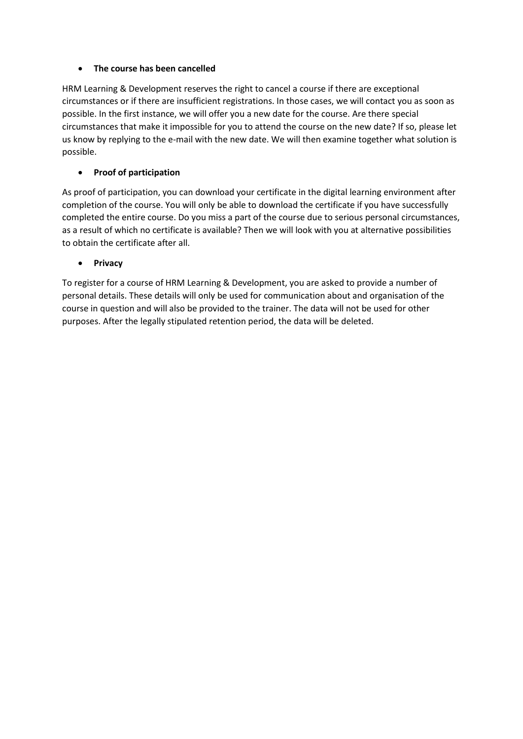- **The course has been cancelled**

HRM Learning & Development reserves the right to cancel a course if there are exceptional circumstances or if there are insufficient registrations. In those cases, we will contact you as soon as possible. In the first instance, we will offer you a new date for the course. Are there special circumstances that make it impossible for you to attend the course on the new date? If so, please let us know by replying to the e-mail with the new date. We will then examine together what solution is possible.

- **Proof of participation**

As proof of participation, you can download your certificate in the digital learning environment after completion of the course. You will only be able to download the certificate if you have successfully completed the entire course. Do you miss a part of the course due to serious personal circumstances, as a result of which no certificate is available? Then we will look with you at alternative possibilities to obtain the certificate after all.

- **Privacy**

To register for a course of HRM Learning & Development, you are asked to provide a number of personal details. These details will only be used for communication about and organisation of the course in question and will also be provided to the trainer. The data will not be used for other purposes. After the legally stipulated retention period, the data will be deleted.